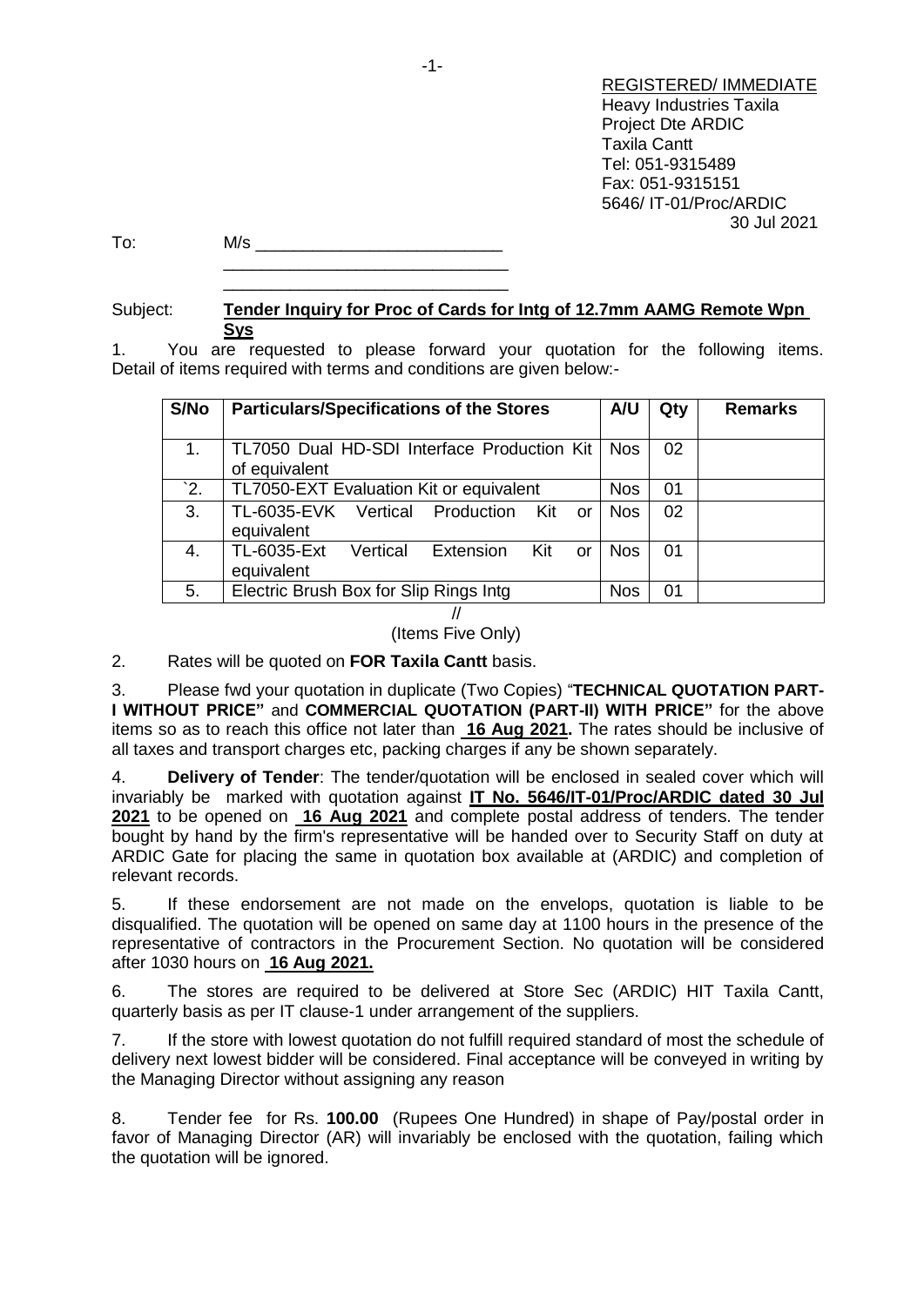REGISTERED/ IMMEDIATE
Heavy Industries Taxila
Project Dte ARDIC
Taxila Cantt
Tel: 051-9315489
Fax: 051-9315151
5646/ IT-01/Proc/ARDIC
30 Jul 2021

To: M/s ____________________________
______________________________
______________________________

Subject: **Tender Inquiry for Proc of Cards for Intg of 12.7mm AAMG Remote Wpn Sys**

1. You are requested to please forward your quotation for the following items. Detail of items required with terms and conditions are given below:-

| S/No | Particulars/Specifications of the Stores | A/U | Qty | Remarks |
|---|---|---|---|---|
| 1. | TL7050 Dual HD-SDI Interface Production Kit of equivalent | Nos | 02 | |
| `2. | TL7050-EXT Evaluation Kit or equivalent | Nos | 01 | |
| 3. | TL-6035-EVK Vertical Production Kit or equivalent | Nos | 02 | |
| 4. | TL-6035-Ext Vertical Extension Kit or equivalent | Nos | 01 | |
| 5. | Electric Brush Box for Slip Rings Intg | Nos | 01 | |

//
(Items Five Only)

2. Rates will be quoted on **FOR Taxila Cantt** basis.

3. Please fwd your quotation in duplicate (Two Copies) "**TECHNICAL QUOTATION PART-I WITHOUT PRICE"** and **COMMERCIAL QUOTATION (PART-II) WITH PRICE"** for the above items so as to reach this office not later than **16 Aug 2021.** The rates should be inclusive of all taxes and transport charges etc, packing charges if any be shown separately.

4. **Delivery of Tender**: The tender/quotation will be enclosed in sealed cover which will invariably be marked with quotation against **IT No. 5646/IT-01/Proc/ARDIC dated 30 Jul 2021** to be opened on **16 Aug 2021** and complete postal address of tenders. The tender bought by hand by the firm's representative will be handed over to Security Staff on duty at ARDIC Gate for placing the same in quotation box available at (ARDIC) and completion of relevant records.

5. If these endorsement are not made on the envelops, quotation is liable to be disqualified. The quotation will be opened on same day at 1100 hours in the presence of the representative of contractors in the Procurement Section. No quotation will be considered after 1030 hours on **16 Aug 2021.**

6. The stores are required to be delivered at Store Sec (ARDIC) HIT Taxila Cantt, quarterly basis as per IT clause-1 under arrangement of the suppliers.

7. If the store with lowest quotation do not fulfill required standard of most the schedule of delivery next lowest bidder will be considered. Final acceptance will be conveyed in writing by the Managing Director without assigning any reason

8. Tender fee for Rs. **100.00** (Rupees One Hundred) in shape of Pay/postal order in favor of Managing Director (AR) will invariably be enclosed with the quotation, failing which the quotation will be ignored.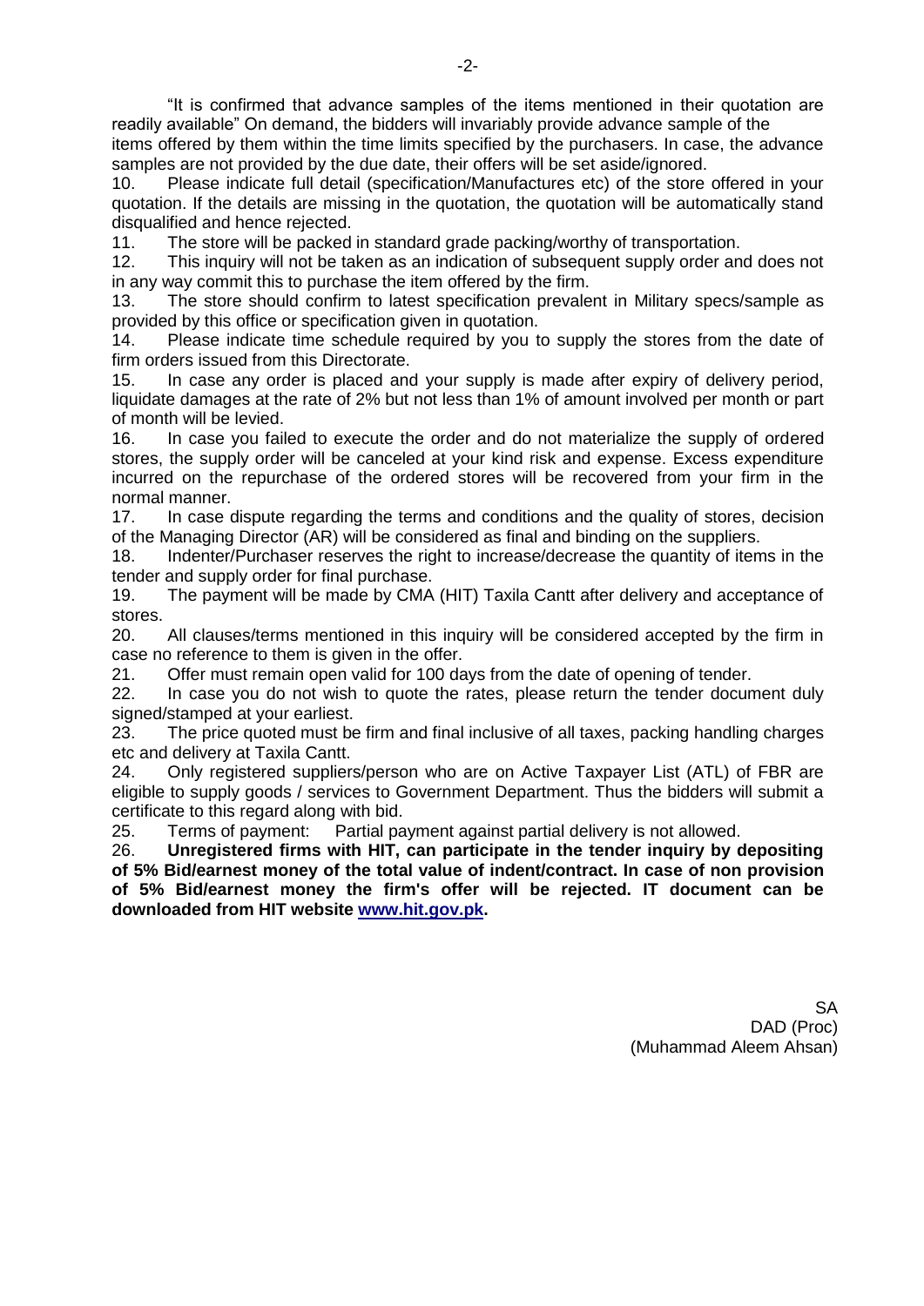"It is confirmed that advance samples of the items mentioned in their quotation are readily available" On demand, the bidders will invariably provide advance sample of the items offered by them within the time limits specified by the purchasers. In case, the advance samples are not provided by the due date, their offers will be set aside/ignored.

10. Please indicate full detail (specification/Manufactures etc) of the store offered in your quotation. If the details are missing in the quotation, the quotation will be automatically stand disqualified and hence rejected.
11. The store will be packed in standard grade packing/worthy of transportation.
12. This inquiry will not be taken as an indication of subsequent supply order and does not in any way commit this to purchase the item offered by the firm.
13. The store should confirm to latest specification prevalent in Military specs/sample as provided by this office or specification given in quotation.
14. Please indicate time schedule required by you to supply the stores from the date of firm orders issued from this Directorate.
15. In case any order is placed and your supply is made after expiry of delivery period, liquidate damages at the rate of 2% but not less than 1% of amount involved per month or part of month will be levied.
16. In case you failed to execute the order and do not materialize the supply of ordered stores, the supply order will be canceled at your kind risk and expense. Excess expenditure incurred on the repurchase of the ordered stores will be recovered from your firm in the normal manner.
17. In case dispute regarding the terms and conditions and the quality of stores, decision of the Managing Director (AR) will be considered as final and binding on the suppliers.
18. Indenter/Purchaser reserves the right to increase/decrease the quantity of items in the tender and supply order for final purchase.
19. The payment will be made by CMA (HIT) Taxila Cantt after delivery and acceptance of stores.
20. All clauses/terms mentioned in this inquiry will be considered accepted by the firm in case no reference to them is given in the offer.
21. Offer must remain open valid for 100 days from the date of opening of tender.
22. In case you do not wish to quote the rates, please return the tender document duly signed/stamped at your earliest.
23. The price quoted must be firm and final inclusive of all taxes, packing handling charges etc and delivery at Taxila Cantt.
24. Only registered suppliers/person who are on Active Taxpayer List (ATL) of FBR are eligible to supply goods / services to Government Department. Thus the bidders will submit a certificate to this regard along with bid.
25. Terms of payment: Partial payment against partial delivery is not allowed.
26. **Unregistered firms with HIT, can participate in the tender inquiry by depositing of 5% Bid/earnest money of the total value of indent/contract. In case of non provision of 5% Bid/earnest money the firm's offer will be rejected. IT document can be downloaded from HIT website [www.hit.gov.pk](http://www.hit.gov.pk).**

SA
DAD (Proc)
(Muhammad Aleem Ahsan)